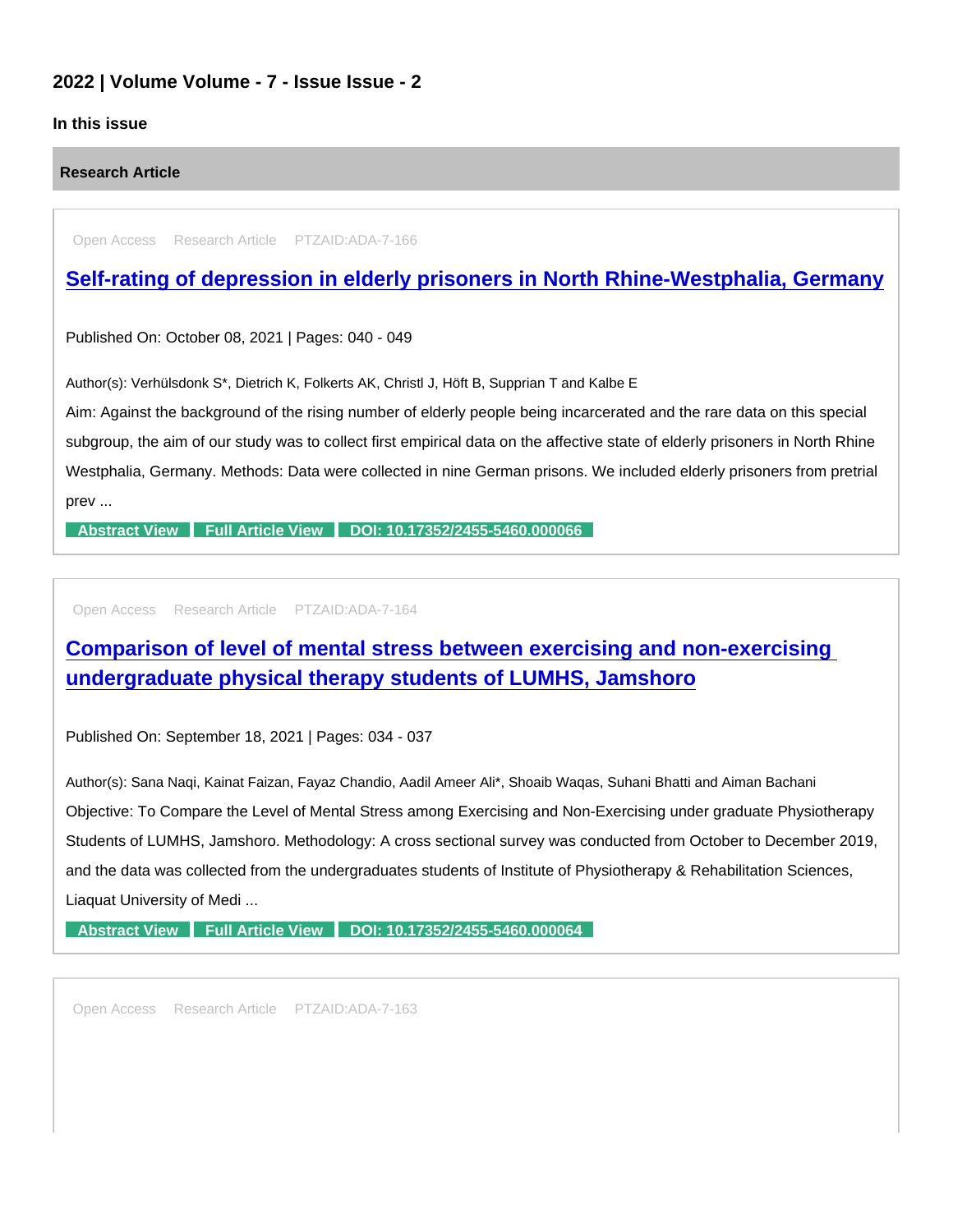## 2022 | Volume Volume - 7 - Issue Issue - 2

**In this issue**

### Research Article

Open Access Research Article PTZAID:ADA-7-166

### [Self-rating of depression in elderly prisoners in North Rhine-Westphalia, Germany]

Published On: October 08, 2021 | Pages: 040 - 049

Author(s): Verhülsdonk S*, Dietrich K, Folkerts AK, Christl J, Höft B, Supprian T and Kalbe E

Aim: Against the background of the rising number of elderly people being incarcerated and the rare data on this special subgroup, the aim of our study was to collect first empirical data on the affective state of elderly prisoners in North Rhine Westphalia, Germany. Methods: Data were collected in nine German prisons. We included elderly prisoners from pretrial prev ...

Abstract View | Full Article View | DOI: 10.17352/2455-5460.000066

Open Access Research Article PTZAID:ADA-7-164

### [Comparison of level of mental stress between exercising and non-exercising undergraduate physical therapy students of LUMHS, Jamshoro]

Published On: September 18, 2021 | Pages: 034 - 037

Author(s): Sana Naqi, Kainat Faizan, Fayaz Chandio, Aadil Ameer Ali*, Shoaib Waqas, Suhani Bhatti and Aiman Bachani

Objective: To Compare the Level of Mental Stress among Exercising and Non-Exercising under graduate Physiotherapy Students of LUMHS, Jamshoro. Methodology: A cross sectional survey was conducted from October to December 2019, and the data was collected from the undergraduates students of Institute of Physiotherapy & Rehabilitation Sciences, Liaquat University of Medi ...

Abstract View | Full Article View | DOI: 10.17352/2455-5460.000064

Open Access Research Article PTZAID:ADA-7-163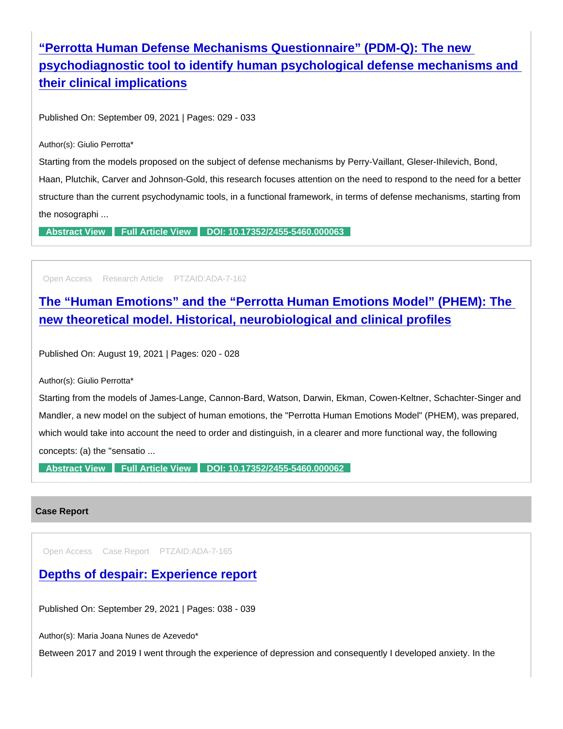## [“Perrotta Human Defense Mechanisms Questionnaire” (PDM-Q): The new psychodiagnostic tool to identify human psychological defense mechanisms and their clinical implications]

Published On: September 09, 2021 | Pages: 029 - 033

Author(s): Giulio Perrotta*

Starting from the models proposed on the subject of defense mechanisms by Perry-Vaillant, Gleser-Ihilevich, Bond, Haan, Plutchik, Carver and Johnson-Gold, this research focuses attention on the need to respond to the need for a better structure than the current psychodynamic tools, in a functional framework, in terms of defense mechanisms, starting from the nosographi ...

Abstract View | Full Article View | DOI: 10.17352/2455-5460.000063

---

Open Access | Research Article | PTZAID:ADA-7-162

## [The “Human Emotions” and the “Perrotta Human Emotions Model” (PHEM): The new theoretical model. Historical, neurobiological and clinical profiles]

Published On: August 19, 2021 | Pages: 020 - 028

Author(s): Giulio Perrotta*

Starting from the models of James-Lange, Cannon-Bard, Watson, Darwin, Ekman, Cowen-Keltner, Schachter-Singer and Mandler, a new model on the subject of human emotions, the "Perrotta Human Emotions Model" (PHEM), was prepared, which would take into account the need to order and distinguish, in a clearer and more functional way, the following concepts: (a) the "sensatio ...

Abstract View | Full Article View | DOI: 10.17352/2455-5460.000062

---

**Case Report**

Open Access | Case Report | PTZAID:ADA-7-165

## [Depths of despair: Experience report]

Published On: September 29, 2021 | Pages: 038 - 039

Author(s): Maria Joana Nunes de Azevedo*

Between 2017 and 2019 I went through the experience of depression and consequently I developed anxiety. In the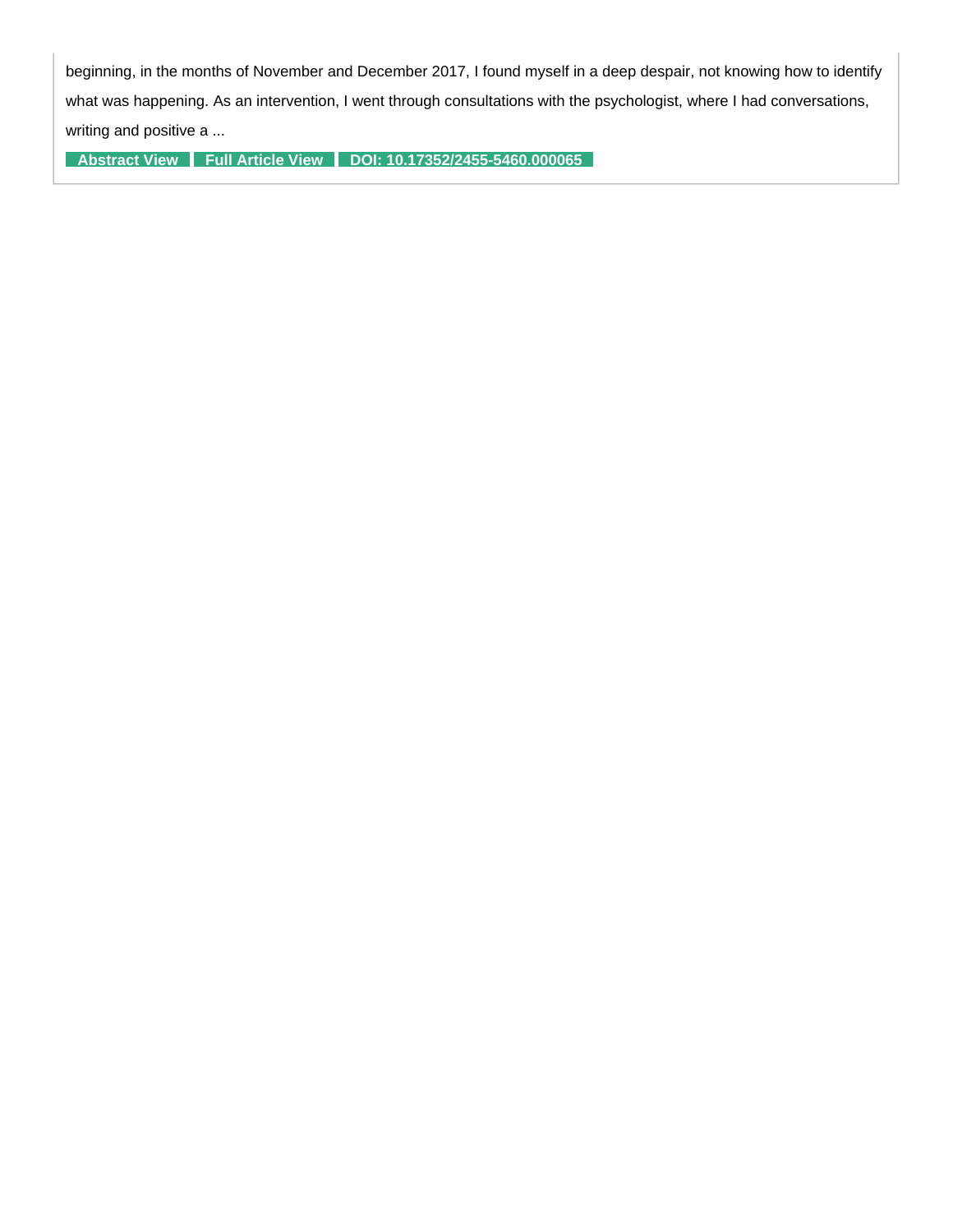beginning, in the months of November and December 2017, I found myself in a deep despair, not knowing how to identify what was happening. As an intervention, I went through consultations with the psychologist, where I had conversations, writing and positive a ...

**Abstract View** **Full Article View** **DOI: 10.17352/2455-5460.000065**